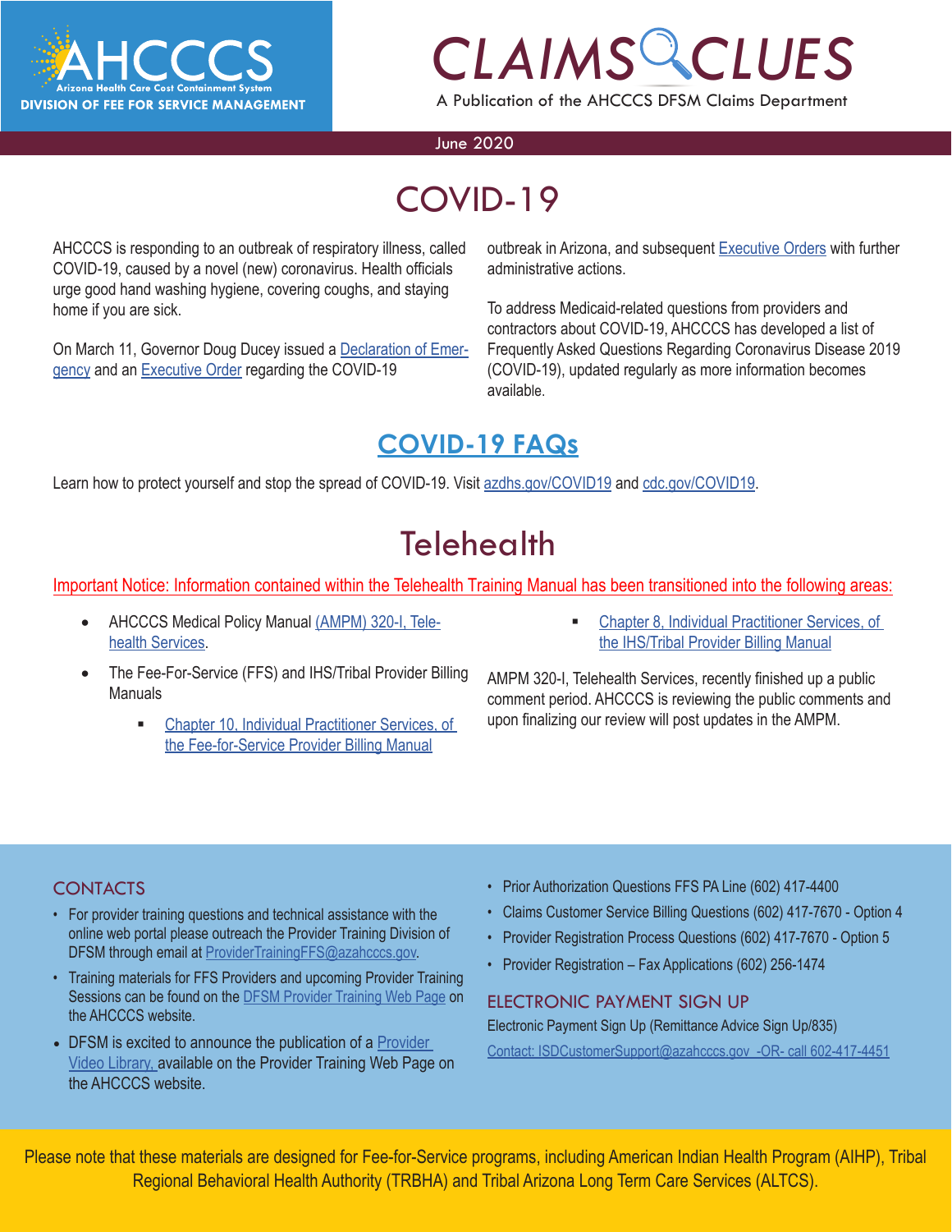# CLAIMS CLUES

AHCCCS — Arizona Health Care Cost Containment System

DIVISION OF FEE FOR SERVICE MANAGEMENT

A Publication of the AHCCCS DFSM Claims Department

June 2020

## COVID-19

AHCCCS is responding to an outbreak of respiratory illness, called COVID-19, caused by a novel (new) coronavirus. Health officials urge good hand washing hygiene, covering coughs, and staying home if you are sick.

On March 11, Governor Doug Ducey issued a Declaration of Emergency and an Executive Order regarding the COVID-19 outbreak in Arizona, and subsequent Executive Orders with further administrative actions.

To address Medicaid-related questions from providers and contractors about COVID-19, AHCCCS has developed a list of Frequently Asked Questions Regarding Coronavirus Disease 2019 (COVID-19), updated regularly as more information becomes available.

### COVID-19 FAQs

Learn how to protect yourself and stop the spread of COVID-19. Visit azdhs.gov/COVID19 and cdc.gov/COVID19.

## Telehealth

Important Notice: Information contained within the Telehealth Training Manual has been transitioned into the following areas:

- AHCCCS Medical Policy Manual (AMPM) 320-I, Telehealth Services.
- The Fee-For-Service (FFS) and IHS/Tribal Provider Billing Manuals
  - Chapter 10, Individual Practitioner Services, of the Fee-for-Service Provider Billing Manual
  - Chapter 8, Individual Practitioner Services, of the IHS/Tribal Provider Billing Manual

AMPM 320-I, Telehealth Services, recently finished up a public comment period. AHCCCS is reviewing the public comments and upon finalizing our review will post updates in the AMPM.

### CONTACTS

- For provider training questions and technical assistance with the online web portal please outreach the Provider Training Division of DFSM through email at ProviderTrainingFFS@azahcccs.gov.
- Training materials for FFS Providers and upcoming Provider Training Sessions can be found on the DFSM Provider Training Web Page on the AHCCCS website.
- DFSM is excited to announce the publication of a Provider Video Library, available on the Provider Training Web Page on the AHCCCS website.
- Prior Authorization Questions FFS PA Line (602) 417-4400
- Claims Customer Service Billing Questions (602) 417-7670 - Option 4
- Provider Registration Process Questions (602) 417-7670 - Option 5
- Provider Registration – Fax Applications (602) 256-1474

### ELECTRONIC PAYMENT SIGN UP

Electronic Payment Sign Up (Remittance Advice Sign Up/835)

Contact: ISDCustomerSupport@azahcccs.gov -OR- call 602-417-4451

Please note that these materials are designed for Fee-for-Service programs, including American Indian Health Program (AIHP), Tribal Regional Behavioral Health Authority (TRBHA) and Tribal Arizona Long Term Care Services (ALTCS).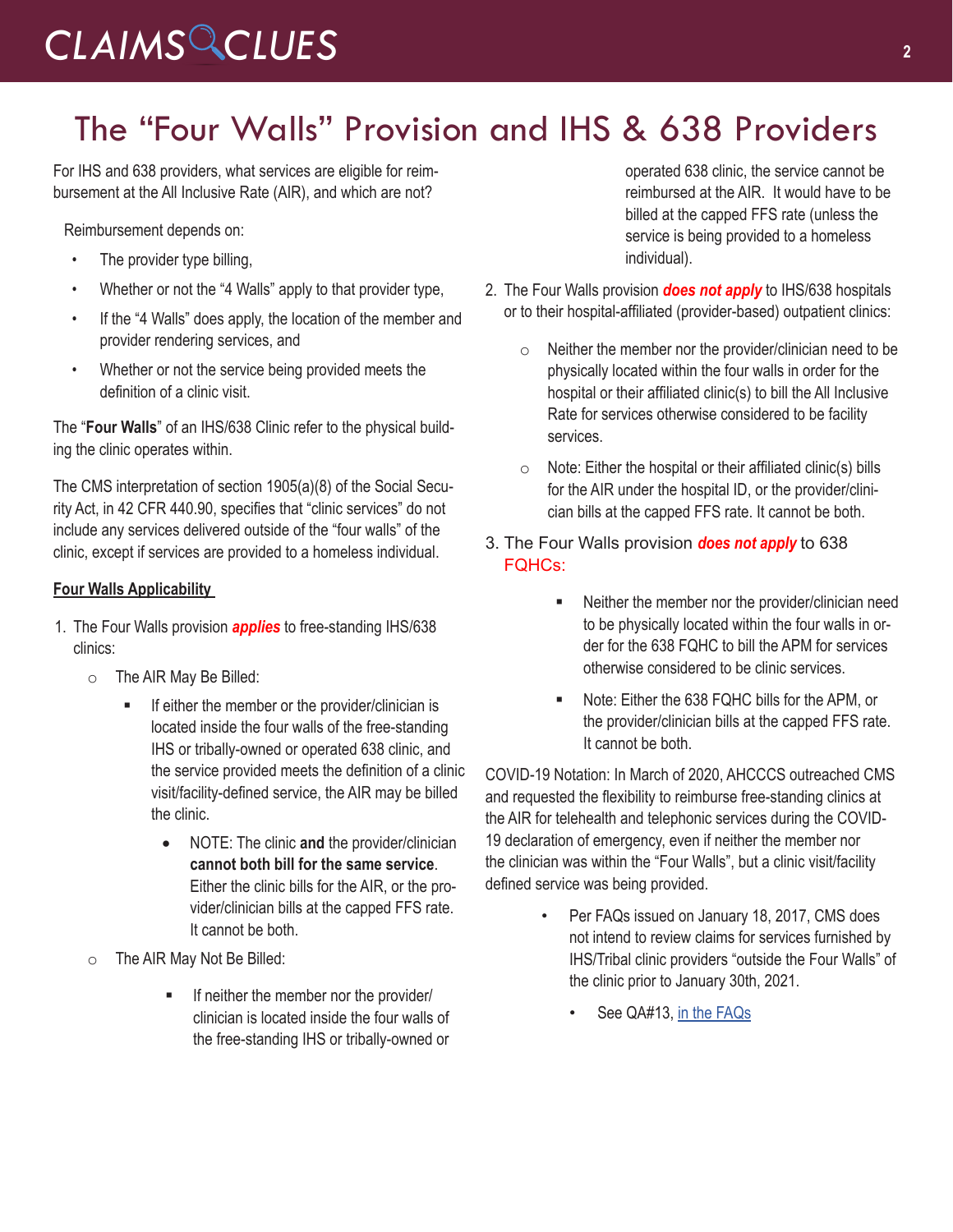# The "Four Walls" Provision and IHS & 638 Providers

For IHS and 638 providers, what services are eligible for reimbursement at the All Inclusive Rate (AIR), and which are not?

Reimbursement depends on:

- The provider type billing,
- Whether or not the "4 Walls" apply to that provider type,
- If the "4 Walls" does apply, the location of the member and provider rendering services, and
- Whether or not the service being provided meets the definition of a clinic visit.

The "**Four Walls**" of an IHS/638 Clinic refer to the physical building the clinic operates within.

The CMS interpretation of section 1905(a)(8) of the Social Security Act, in 42 CFR 440.90, specifies that "clinic services" do not include any services delivered outside of the "four walls" of the clinic, except if services are provided to a homeless individual.

**Four Walls Applicability**

1. The Four Walls provision ***applies*** to free-standing IHS/638 clinics:
   - The AIR May Be Billed:
     - If either the member or the provider/clinician is located inside the four walls of the free-standing IHS or tribally-owned or operated 638 clinic, and the service provided meets the definition of a clinic visit/facility-defined service, the AIR may be billed the clinic.
       - NOTE: The clinic **and** the provider/clinician **cannot both bill for the same service**. Either the clinic bills for the AIR, or the provider/clinician bills at the capped FFS rate. It cannot be both.
   - The AIR May Not Be Billed:
     - If neither the member nor the provider/clinician is located inside the four walls of the free-standing IHS or tribally-owned or operated 638 clinic, the service cannot be reimbursed at the AIR. It would have to be billed at the capped FFS rate (unless the service is being provided to a homeless individual).
2. The Four Walls provision ***does not apply*** to IHS/638 hospitals or to their hospital-affiliated (provider-based) outpatient clinics:
   - Neither the member nor the provider/clinician need to be physically located within the four walls in order for the hospital or their affiliated clinic(s) to bill the All Inclusive Rate for services otherwise considered to be facility services.
   - Note: Either the hospital or their affiliated clinic(s) bills for the AIR under the hospital ID, or the provider/clinician bills at the capped FFS rate. It cannot be both.
3. The Four Walls provision ***does not apply*** to 638 FQHCs:
   - Neither the member nor the provider/clinician need to be physically located within the four walls in order for the 638 FQHC to bill the APM for services otherwise considered to be clinic services.
   - Note: Either the 638 FQHC bills for the APM, or the provider/clinician bills at the capped FFS rate. It cannot be both.

COVID-19 Notation: In March of 2020, AHCCCS outreached CMS and requested the flexibility to reimburse free-standing clinics at the AIR for telehealth and telephonic services during the COVID-19 declaration of emergency, even if neither the member nor the clinician was within the "Four Walls", but a clinic visit/facility defined service was being provided.

- Per FAQs issued on January 18, 2017, CMS does not intend to review claims for services furnished by IHS/Tribal clinic providers "outside the Four Walls" of the clinic prior to January 30th, 2021.
  - See QA#13, in the FAQs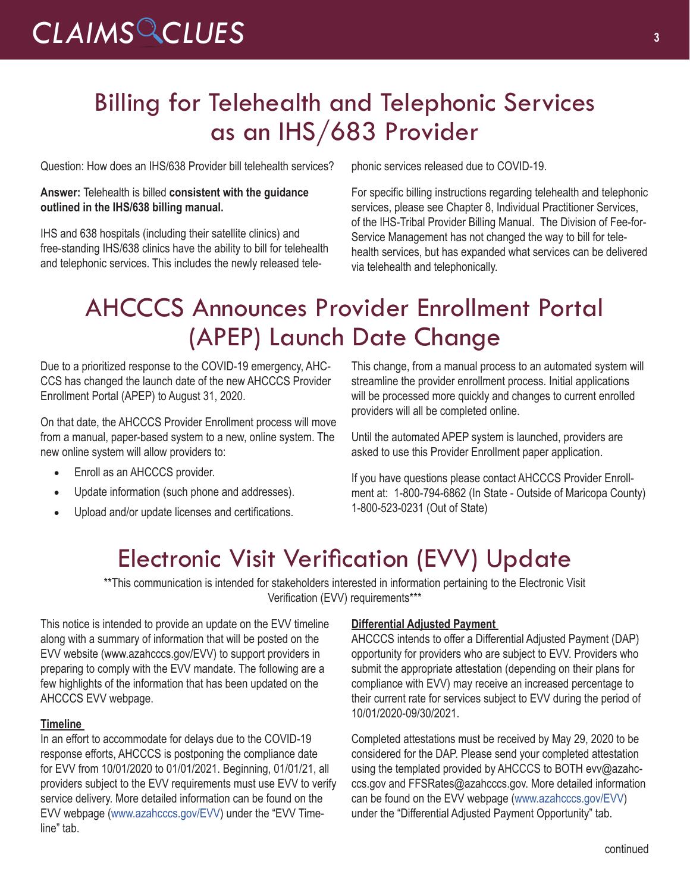# Billing for Telehealth and Telephonic Services as an IHS/683 Provider

Question: How does an IHS/638 Provider bill telehealth services?

**Answer:** Telehealth is billed **consistent with the guidance outlined in the IHS/638 billing manual.**

IHS and 638 hospitals (including their satellite clinics) and free-standing IHS/638 clinics have the ability to bill for telehealth and telephonic services. This includes the newly released telephonic services released due to COVID-19.

For specific billing instructions regarding telehealth and telephonic services, please see Chapter 8, Individual Practitioner Services, of the IHS-Tribal Provider Billing Manual. The Division of Fee-for-Service Management has not changed the way to bill for telehealth services, but has expanded what services can be delivered via telehealth and telephonically.

# AHCCCS Announces Provider Enrollment Portal (APEP) Launch Date Change

Due to a prioritized response to the COVID-19 emergency, AHCCCS has changed the launch date of the new AHCCCS Provider Enrollment Portal (APEP) to August 31, 2020.

On that date, the AHCCCS Provider Enrollment process will move from a manual, paper-based system to a new, online system. The new online system will allow providers to:

- Enroll as an AHCCCS provider.
- Update information (such phone and addresses).
- Upload and/or update licenses and certifications.

This change, from a manual process to an automated system will streamline the provider enrollment process. Initial applications will be processed more quickly and changes to current enrolled providers will all be completed online.

Until the automated APEP system is launched, providers are asked to use this Provider Enrollment paper application.

If you have questions please contact AHCCCS Provider Enrollment at: 1-800-794-6862 (In State - Outside of Maricopa County) 1-800-523-0231 (Out of State)

# Electronic Visit Verification (EVV) Update

**This communication is intended for stakeholders interested in information pertaining to the Electronic Visit Verification (EVV) requirements***

This notice is intended to provide an update on the EVV timeline along with a summary of information that will be posted on the EVV website (www.azahcccs.gov/EVV) to support providers in preparing to comply with the EVV mandate. The following are a few highlights of the information that has been updated on the AHCCCS EVV webpage.

**Timeline**

In an effort to accommodate for delays due to the COVID-19 response efforts, AHCCCS is postponing the compliance date for EVV from 10/01/2020 to 01/01/2021. Beginning, 01/01/21, all providers subject to the EVV requirements must use EVV to verify service delivery. More detailed information can be found on the EVV webpage (www.azahcccs.gov/EVV) under the "EVV Timeline" tab.

**Differential Adjusted Payment**

AHCCCS intends to offer a Differential Adjusted Payment (DAP) opportunity for providers who are subject to EVV. Providers who submit the appropriate attestation (depending on their plans for compliance with EVV) may receive an increased percentage to their current rate for services subject to EVV during the period of 10/01/2020-09/30/2021.

Completed attestations must be received by May 29, 2020 to be considered for the DAP. Please send your completed attestation using the templated provided by AHCCCS to BOTH evv@azahcccs.gov and FFSRates@azahcccs.gov. More detailed information can be found on the EVV webpage (www.azahcccs.gov/EVV) under the "Differential Adjusted Payment Opportunity" tab.

continued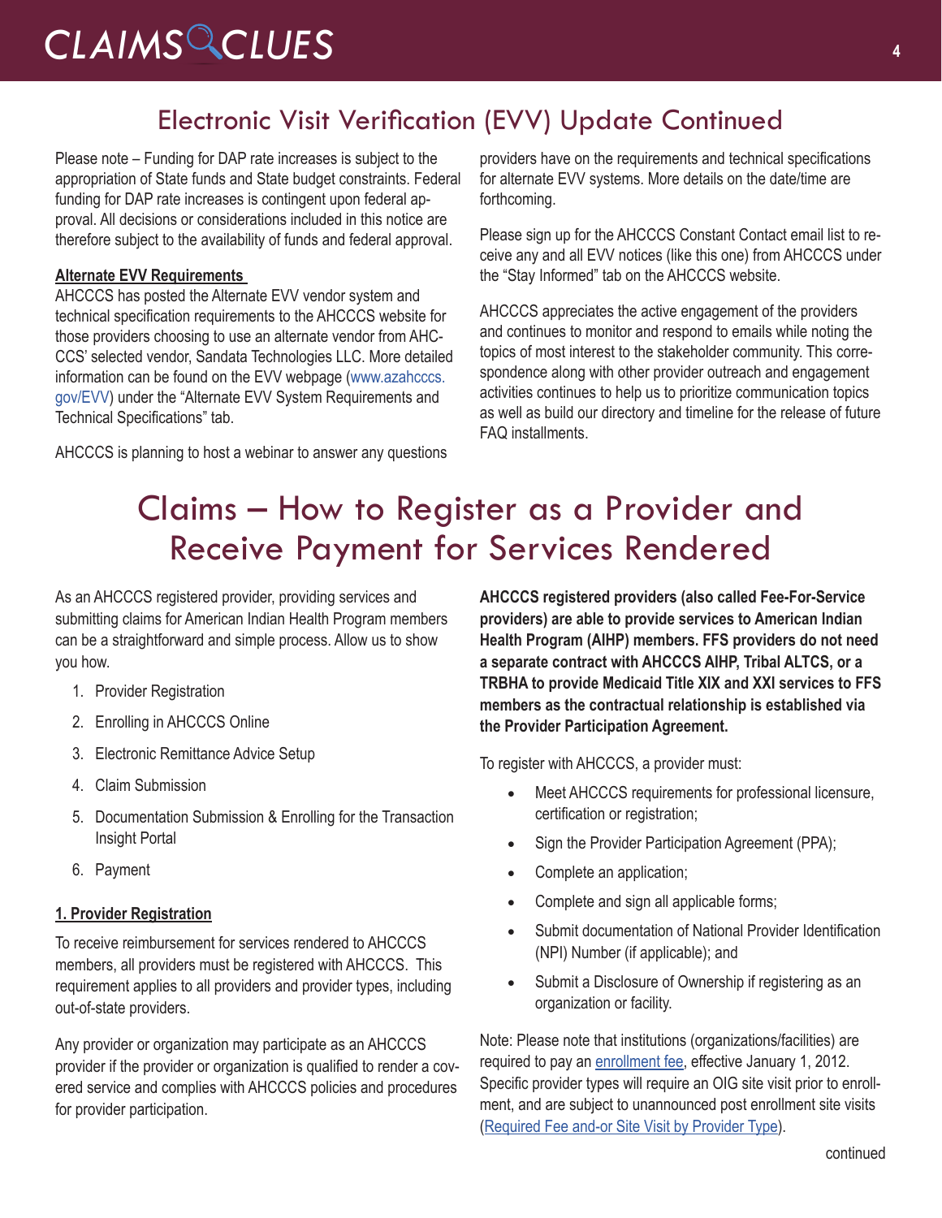## Electronic Visit Verification (EVV) Update Continued

Please note – Funding for DAP rate increases is subject to the appropriation of State funds and State budget constraints. Federal funding for DAP rate increases is contingent upon federal approval. All decisions or considerations included in this notice are therefore subject to the availability of funds and federal approval.

**Alternate EVV Requirements**

AHCCCS has posted the Alternate EVV vendor system and technical specification requirements to the AHCCCS website for those providers choosing to use an alternate vendor from AHCCCS' selected vendor, Sandata Technologies LLC. More detailed information can be found on the EVV webpage (www.azahcccs.gov/EVV) under the "Alternate EVV System Requirements and Technical Specifications" tab.

AHCCCS is planning to host a webinar to answer any questions providers have on the requirements and technical specifications for alternate EVV systems. More details on the date/time are forthcoming.

Please sign up for the AHCCCS Constant Contact email list to receive any and all EVV notices (like this one) from AHCCCS under the "Stay Informed" tab on the AHCCCS website.

AHCCCS appreciates the active engagement of the providers and continues to monitor and respond to emails while noting the topics of most interest to the stakeholder community. This correspondence along with other provider outreach and engagement activities continues to help us to prioritize communication topics as well as build our directory and timeline for the release of future FAQ installments.

# Claims – How to Register as a Provider and Receive Payment for Services Rendered

As an AHCCCS registered provider, providing services and submitting claims for American Indian Health Program members can be a straightforward and simple process. Allow us to show you how.

1. Provider Registration
2. Enrolling in AHCCCS Online
3. Electronic Remittance Advice Setup
4. Claim Submission
5. Documentation Submission & Enrolling for the Transaction Insight Portal
6. Payment

**1. Provider Registration**

To receive reimbursement for services rendered to AHCCCS members, all providers must be registered with AHCCCS. This requirement applies to all providers and provider types, including out-of-state providers.

Any provider or organization may participate as an AHCCCS provider if the provider or organization is qualified to render a covered service and complies with AHCCCS policies and procedures for provider participation.

**AHCCCS registered providers (also called Fee-For-Service providers) are able to provide services to American Indian Health Program (AIHP) members. FFS providers do not need a separate contract with AHCCCS AIHP, Tribal ALTCS, or a TRBHA to provide Medicaid Title XIX and XXI services to FFS members as the contractual relationship is established via the Provider Participation Agreement.**

To register with AHCCCS, a provider must:

- Meet AHCCCS requirements for professional licensure, certification or registration;
- Sign the Provider Participation Agreement (PPA);
- Complete an application;
- Complete and sign all applicable forms;
- Submit documentation of National Provider Identification (NPI) Number (if applicable); and
- Submit a Disclosure of Ownership if registering as an organization or facility.

Note: Please note that institutions (organizations/facilities) are required to pay an enrollment fee, effective January 1, 2012. Specific provider types will require an OIG site visit prior to enrollment, and are subject to unannounced post enrollment site visits (Required Fee and-or Site Visit by Provider Type).

continued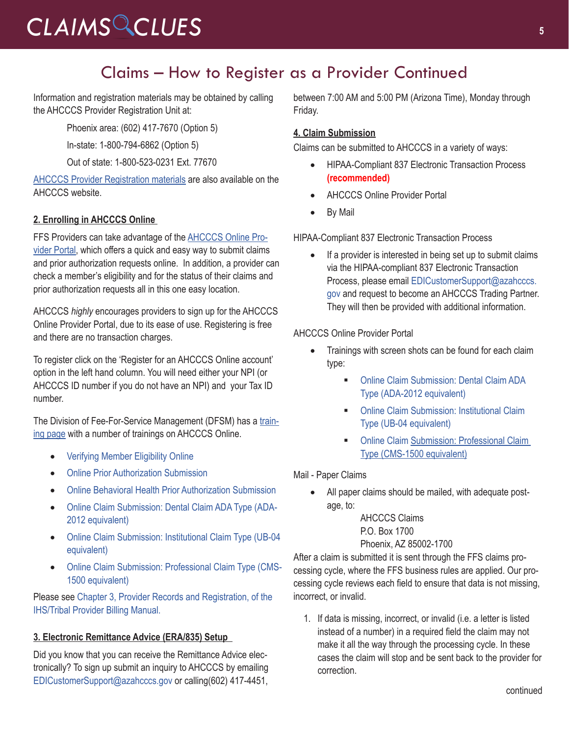# Claims – How to Register as a Provider Continued

Information and registration materials may be obtained by calling the AHCCCS Provider Registration Unit at:

Phoenix area: (602) 417-7670 (Option 5)

In-state: 1-800-794-6862 (Option 5)

Out of state: 1-800-523-0231 Ext. 77670

AHCCCS Provider Registration materials are also available on the AHCCCS website.

## 2. Enrolling in AHCCCS Online

FFS Providers can take advantage of the AHCCCS Online Provider Portal, which offers a quick and easy way to submit claims and prior authorization requests online. In addition, a provider can check a member's eligibility and for the status of their claims and prior authorization requests all in this one easy location.

AHCCCS *highly* encourages providers to sign up for the AHCCCS Online Provider Portal, due to its ease of use. Registering is free and there are no transaction charges.

To register click on the 'Register for an AHCCCS Online account' option in the left hand column. You will need either your NPI (or AHCCCS ID number if you do not have an NPI) and your Tax ID number.

The Division of Fee-For-Service Management (DFSM) has a training page with a number of trainings on AHCCCS Online.

- Verifying Member Eligibility Online
- Online Prior Authorization Submission
- Online Behavioral Health Prior Authorization Submission
- Online Claim Submission: Dental Claim ADA Type (ADA-2012 equivalent)
- Online Claim Submission: Institutional Claim Type (UB-04 equivalent)
- Online Claim Submission: Professional Claim Type (CMS-1500 equivalent)

Please see Chapter 3, Provider Records and Registration, of the IHS/Tribal Provider Billing Manual.

## 3. Electronic Remittance Advice (ERA/835) Setup

Did you know that you can receive the Remittance Advice electronically? To sign up submit an inquiry to AHCCCS by emailing EDICustomerSupport@azahcccs.gov or calling(602) 417-4451, between 7:00 AM and 5:00 PM (Arizona Time), Monday through Friday.

## 4. Claim Submission

Claims can be submitted to AHCCCS in a variety of ways:

- HIPAA-Compliant 837 Electronic Transaction Process **(recommended)**
- AHCCCS Online Provider Portal
- By Mail

HIPAA-Compliant 837 Electronic Transaction Process

- If a provider is interested in being set up to submit claims via the HIPAA-compliant 837 Electronic Transaction Process, please email EDICustomerSupport@azahcccs.gov and request to become an AHCCCS Trading Partner. They will then be provided with additional information.

AHCCCS Online Provider Portal

- Trainings with screen shots can be found for each claim type:
  - Online Claim Submission: Dental Claim ADA Type (ADA-2012 equivalent)
  - Online Claim Submission: Institutional Claim Type (UB-04 equivalent)
  - Online Claim Submission: Professional Claim Type (CMS-1500 equivalent)

Mail - Paper Claims

- All paper claims should be mailed, with adequate postage, to:

  AHCCCS Claims
  P.O. Box 1700
  Phoenix, AZ 85002-1700

After a claim is submitted it is sent through the FFS claims processing cycle, where the FFS business rules are applied. Our processing cycle reviews each field to ensure that data is not missing, incorrect, or invalid.

1. If data is missing, incorrect, or invalid (i.e. a letter is listed instead of a number) in a required field the claim may not make it all the way through the processing cycle. In these cases the claim will stop and be sent back to the provider for correction.

continued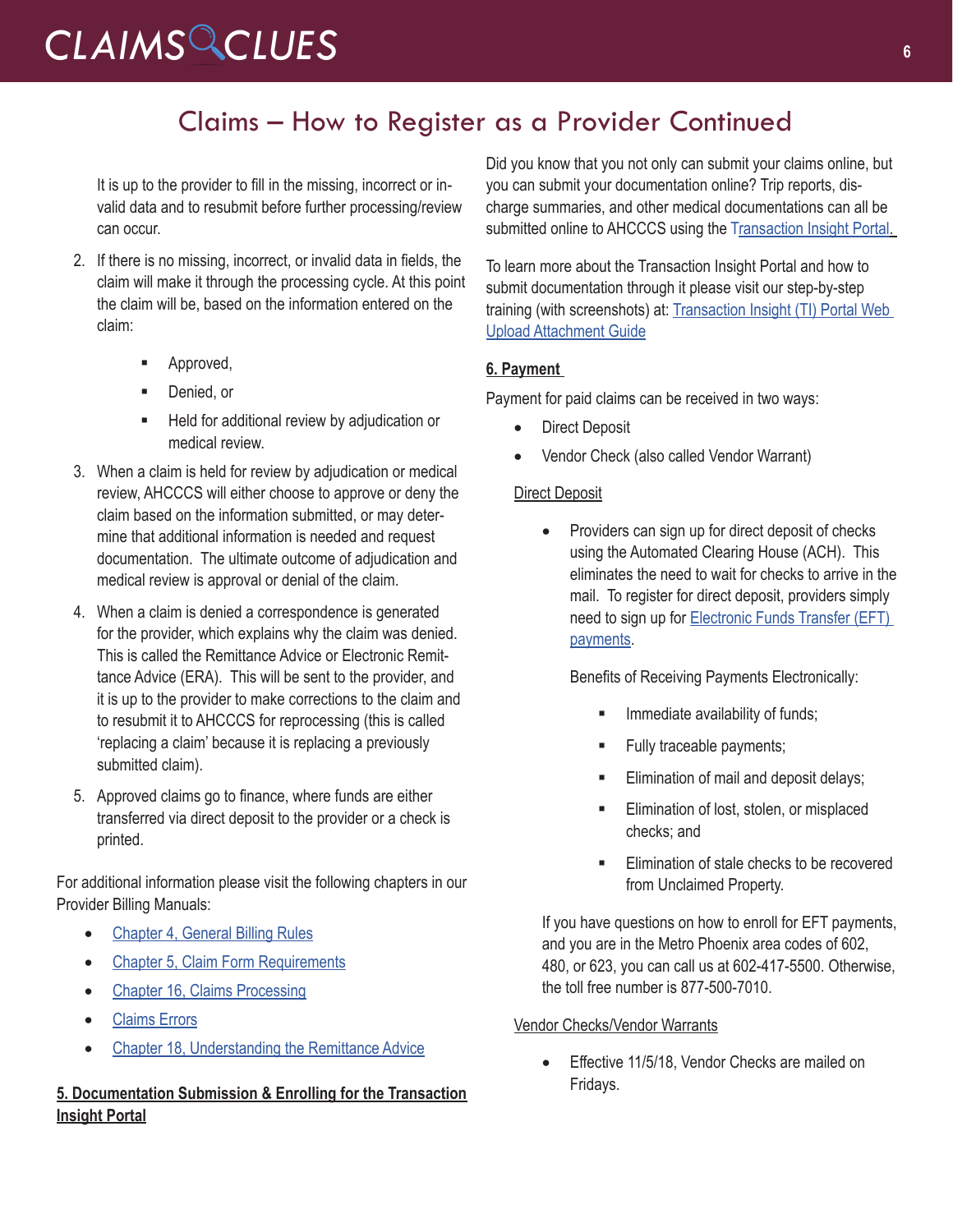## Claims – How to Register as a Provider Continued

It is up to the provider to fill in the missing, incorrect or invalid data and to resubmit before further processing/review can occur.

2. If there is no missing, incorrect, or invalid data in fields, the claim will make it through the processing cycle. At this point the claim will be, based on the information entered on the claim:
   - Approved,
   - Denied, or
   - Held for additional review by adjudication or medical review.
3. When a claim is held for review by adjudication or medical review, AHCCCS will either choose to approve or deny the claim based on the information submitted, or may determine that additional information is needed and request documentation. The ultimate outcome of adjudication and medical review is approval or denial of the claim.
4. When a claim is denied a correspondence is generated for the provider, which explains why the claim was denied. This is called the Remittance Advice or Electronic Remittance Advice (ERA). This will be sent to the provider, and it is up to the provider to make corrections to the claim and to resubmit it to AHCCCS for reprocessing (this is called 'replacing a claim' because it is replacing a previously submitted claim).
5. Approved claims go to finance, where funds are either transferred via direct deposit to the provider or a check is printed.

For additional information please visit the following chapters in our Provider Billing Manuals:

- Chapter 4, General Billing Rules
- Chapter 5, Claim Form Requirements
- Chapter 16, Claims Processing
- Claims Errors
- Chapter 18, Understanding the Remittance Advice

**5. Documentation Submission & Enrolling for the Transaction Insight Portal**

Did you know that you not only can submit your claims online, but you can submit your documentation online? Trip reports, discharge summaries, and other medical documentations can all be submitted online to AHCCCS using the Transaction Insight Portal.

To learn more about the Transaction Insight Portal and how to submit documentation through it please visit our step-by-step training (with screenshots) at: Transaction Insight (TI) Portal Web Upload Attachment Guide

**6. Payment**

Payment for paid claims can be received in two ways:

- Direct Deposit
- Vendor Check (also called Vendor Warrant)

Direct Deposit

- Providers can sign up for direct deposit of checks using the Automated Clearing House (ACH). This eliminates the need to wait for checks to arrive in the mail. To register for direct deposit, providers simply need to sign up for Electronic Funds Transfer (EFT) payments.

  Benefits of Receiving Payments Electronically:

  - Immediate availability of funds;
  - Fully traceable payments;
  - Elimination of mail and deposit delays;
  - Elimination of lost, stolen, or misplaced checks; and
  - Elimination of stale checks to be recovered from Unclaimed Property.

  If you have questions on how to enroll for EFT payments, and you are in the Metro Phoenix area codes of 602, 480, or 623, you can call us at 602-417-5500. Otherwise, the toll free number is 877-500-7010.

Vendor Checks/Vendor Warrants

- Effective 11/5/18, Vendor Checks are mailed on Fridays.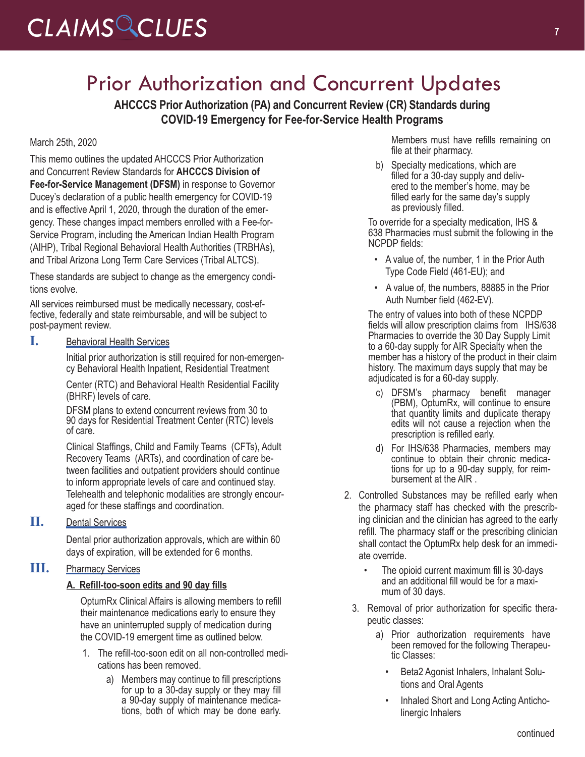# Prior Authorization and Concurrent Updates

**AHCCCS Prior Authorization (PA) and Concurrent Review (CR) Standards during COVID-19 Emergency for Fee-for-Service Health Programs**

March 25th, 2020

This memo outlines the updated AHCCCS Prior Authorization and Concurrent Review Standards for **AHCCCS Division of Fee-for-Service Management (DFSM)** in response to Governor Ducey's declaration of a public health emergency for COVID-19 and is effective April 1, 2020, through the duration of the emergency. These changes impact members enrolled with a Fee-for-Service Program, including the American Indian Health Program (AIHP), Tribal Regional Behavioral Health Authorities (TRBHAs), and Tribal Arizona Long Term Care Services (Tribal ALTCS).

These standards are subject to change as the emergency conditions evolve.

All services reimbursed must be medically necessary, cost-effective, federally and state reimbursable, and will be subject to post-payment review.

## I. Behavioral Health Services

Initial prior authorization is still required for non-emergency Behavioral Health Inpatient, Residential Treatment Center (RTC) and Behavioral Health Residential Facility (BHRF) levels of care.

DFSM plans to extend concurrent reviews from 30 to 90 days for Residential Treatment Center (RTC) levels of care.

Clinical Staffings, Child and Family Teams (CFTs), Adult Recovery Teams (ARTs), and coordination of care between facilities and outpatient providers should continue to inform appropriate levels of care and continued stay. Telehealth and telephonic modalities are strongly encouraged for these staffings and coordination.

## II. Dental Services

Dental prior authorization approvals, which are within 60 days of expiration, will be extended for 6 months.

## III. Pharmacy Services

### A. Refill-too-soon edits and 90 day fills

OptumRx Clinical Affairs is allowing members to refill their maintenance medications early to ensure they have an uninterrupted supply of medication during the COVID-19 emergent time as outlined below.

1. The refill-too-soon edit on all non-controlled medications has been removed.
   a) Members may continue to fill prescriptions for up to a 30-day supply or they may fill a 90-day supply of maintenance medications, both of which may be done early. Members must have refills remaining on file at their pharmacy.
   b) Specialty medications, which are filled for a 30-day supply and delivered to the member's home, may be filled early for the same day's supply as previously filled.

   To override for a specialty medication, IHS & 638 Pharmacies must submit the following in the NCPDP fields:

   - A value of, the number, 1 in the Prior Auth Type Code Field (461-EU); and
   - A value of, the numbers, 88885 in the Prior Auth Number field (462-EV).

   The entry of values into both of these NCPDP fields will allow prescription claims from IHS/638 Pharmacies to override the 30 Day Supply Limit to a 60-day supply for AIR Specialty when the member has a history of the product in their claim history. The maximum days supply that may be adjudicated is for a 60-day supply.

   c) DFSM's pharmacy benefit manager (PBM), OptumRx, will continue to ensure that quantity limits and duplicate therapy edits will not cause a rejection when the prescription is refilled early.
   d) For IHS/638 Pharmacies, members may continue to obtain their chronic medications for up to a 90-day supply, for reimbursement at the AIR .
2. Controlled Substances may be refilled early when the pharmacy staff has checked with the prescribing clinician and the clinician has agreed to the early refill. The pharmacy staff or the prescribing clinician shall contact the OptumRx help desk for an immediate override.
   - The opioid current maximum fill is 30-days and an additional fill would be for a maximum of 30 days.
3. Removal of prior authorization for specific therapeutic classes:
   a) Prior authorization requirements have been removed for the following Therapeutic Classes:
      - Beta2 Agonist Inhalers, Inhalant Solutions and Oral Agents
      - Inhaled Short and Long Acting Anticholinergic Inhalers

continued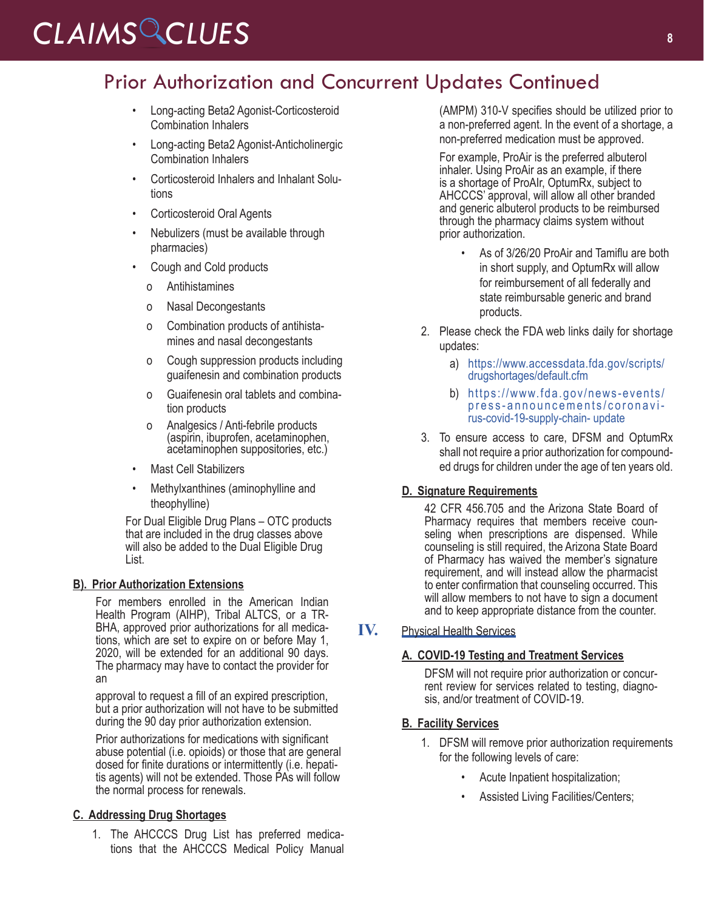## Prior Authorization and Concurrent Updates Continued

- Long-acting Beta2 Agonist-Corticosteroid Combination Inhalers
- Long-acting Beta2 Agonist-Anticholinergic Combination Inhalers
- Corticosteroid Inhalers and Inhalant Solutions
- Corticosteroid Oral Agents
- Nebulizers (must be available through pharmacies)
- Cough and Cold products
  - Antihistamines
  - Nasal Decongestants
  - Combination products of antihistamines and nasal decongestants
  - Cough suppression products including guaifenesin and combination products
  - Guaifenesin oral tablets and combination products
  - Analgesics / Anti-febrile products (aspirin, ibuprofen, acetaminophen, acetaminophen suppositories, etc.)
- Mast Cell Stabilizers
- Methylxanthines (aminophylline and theophylline)

For Dual Eligible Drug Plans – OTC products that are included in the drug classes above will also be added to the Dual Eligible Drug List.

### B). Prior Authorization Extensions

For members enrolled in the American Indian Health Program (AIHP), Tribal ALTCS, or a TRBHA, approved prior authorizations for all medications, which are set to expire on or before May 1, 2020, will be extended for an additional 90 days. The pharmacy may have to contact the provider for an approval to request a fill of an expired prescription, but a prior authorization will not have to be submitted during the 90 day prior authorization extension.

Prior authorizations for medications with significant abuse potential (i.e. opioids) or those that are general dosed for finite durations or intermittently (i.e. hepatitis agents) will not be extended. Those PAs will follow the normal process for renewals.

### C. Addressing Drug Shortages

1. The AHCCCS Drug List has preferred medications that the AHCCCS Medical Policy Manual (AMPM) 310-V specifies should be utilized prior to a non-preferred agent. In the event of a shortage, a non-preferred medication must be approved.

   For example, ProAir is the preferred albuterol inhaler. Using ProAir as an example, if there is a shortage of ProAIr, OptumRx, subject to AHCCCS' approval, will allow all other branded and generic albuterol products to be reimbursed through the pharmacy claims system without prior authorization.

   - As of 3/26/20 ProAir and Tamiflu are both in short supply, and OptumRx will allow for reimbursement of all federally and state reimbursable generic and brand products.

2. Please check the FDA web links daily for shortage updates:
   a) https://www.accessdata.fda.gov/scripts/drugshortages/default.cfm
   b) https://www.fda.gov/news-events/press-announcements/coronavirus-covid-19-supply-chain- update

3. To ensure access to care, DFSM and OptumRx shall not require a prior authorization for compounded drugs for children under the age of ten years old.

### D. Signature Requirements

42 CFR 456.705 and the Arizona State Board of Pharmacy requires that members receive counseling when prescriptions are dispensed. While counseling is still required, the Arizona State Board of Pharmacy has waived the member's signature requirement, and will instead allow the pharmacist to enter confirmation that counseling occurred. This will allow members to not have to sign a document and to keep appropriate distance from the counter.

## IV. Physical Health Services

### A. COVID-19 Testing and Treatment Services

DFSM will not require prior authorization or concurrent review for services related to testing, diagnosis, and/or treatment of COVID-19.

### B. Facility Services

1. DFSM will remove prior authorization requirements for the following levels of care:
   - Acute Inpatient hospitalization;
   - Assisted Living Facilities/Centers;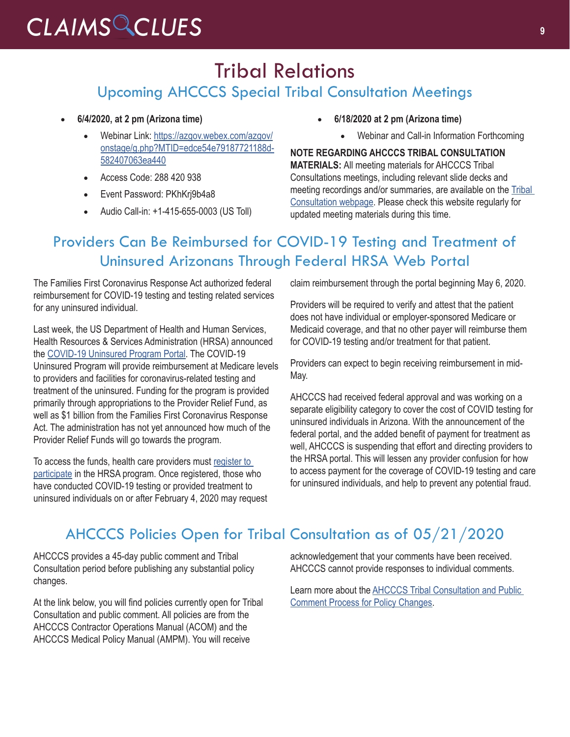# Tribal Relations

## Upcoming AHCCCS Special Tribal Consultation Meetings

- **6/4/2020, at 2 pm (Arizona time)**
  - Webinar Link: https://azgov.webex.com/azgov/onstage/g.php?MTID=edce54e79187721188d-582407063ea440
  - Access Code: 288 420 938
  - Event Password: PKhKrj9b4a8
  - Audio Call-in: +1-415-655-0003 (US Toll)
- **6/18/2020 at 2 pm (Arizona time)**
  - Webinar and Call-in Information Forthcoming

**NOTE REGARDING AHCCCS TRIBAL CONSULTATION MATERIALS:** All meeting materials for AHCCCS Tribal Consultations meetings, including relevant slide decks and meeting recordings and/or summaries, are available on the Tribal Consultation webpage. Please check this website regularly for updated meeting materials during this time.

## Providers Can Be Reimbursed for COVID-19 Testing and Treatment of Uninsured Arizonans Through Federal HRSA Web Portal

The Families First Coronavirus Response Act authorized federal reimbursement for COVID-19 testing and testing related services for any uninsured individual.

Last week, the US Department of Health and Human Services, Health Resources & Services Administration (HRSA) announced the COVID-19 Uninsured Program Portal. The COVID-19 Uninsured Program will provide reimbursement at Medicare levels to providers and facilities for coronavirus-related testing and treatment of the uninsured. Funding for the program is provided primarily through appropriations to the Provider Relief Fund, as well as $1 billion from the Families First Coronavirus Response Act. The administration has not yet announced how much of the Provider Relief Funds will go towards the program.

To access the funds, health care providers must register to participate in the HRSA program. Once registered, those who have conducted COVID-19 testing or provided treatment to uninsured individuals on or after February 4, 2020 may request claim reimbursement through the portal beginning May 6, 2020.

Providers will be required to verify and attest that the patient does not have individual or employer-sponsored Medicare or Medicaid coverage, and that no other payer will reimburse them for COVID-19 testing and/or treatment for that patient.

Providers can expect to begin receiving reimbursement in mid-May.

AHCCCS had received federal approval and was working on a separate eligibility category to cover the cost of COVID testing for uninsured individuals in Arizona. With the announcement of the federal portal, and the added benefit of payment for treatment as well, AHCCCS is suspending that effort and directing providers to the HRSA portal. This will lessen any provider confusion for how to access payment for the coverage of COVID-19 testing and care for uninsured individuals, and help to prevent any potential fraud.

## AHCCCS Policies Open for Tribal Consultation as of 05/21/2020

AHCCCS provides a 45-day public comment and Tribal Consultation period before publishing any substantial policy changes.

At the link below, you will find policies currently open for Tribal Consultation and public comment. All policies are from the AHCCCS Contractor Operations Manual (ACOM) and the AHCCCS Medical Policy Manual (AMPM). You will receive acknowledgement that your comments have been received. AHCCCS cannot provide responses to individual comments.

Learn more about the AHCCCS Tribal Consultation and Public Comment Process for Policy Changes.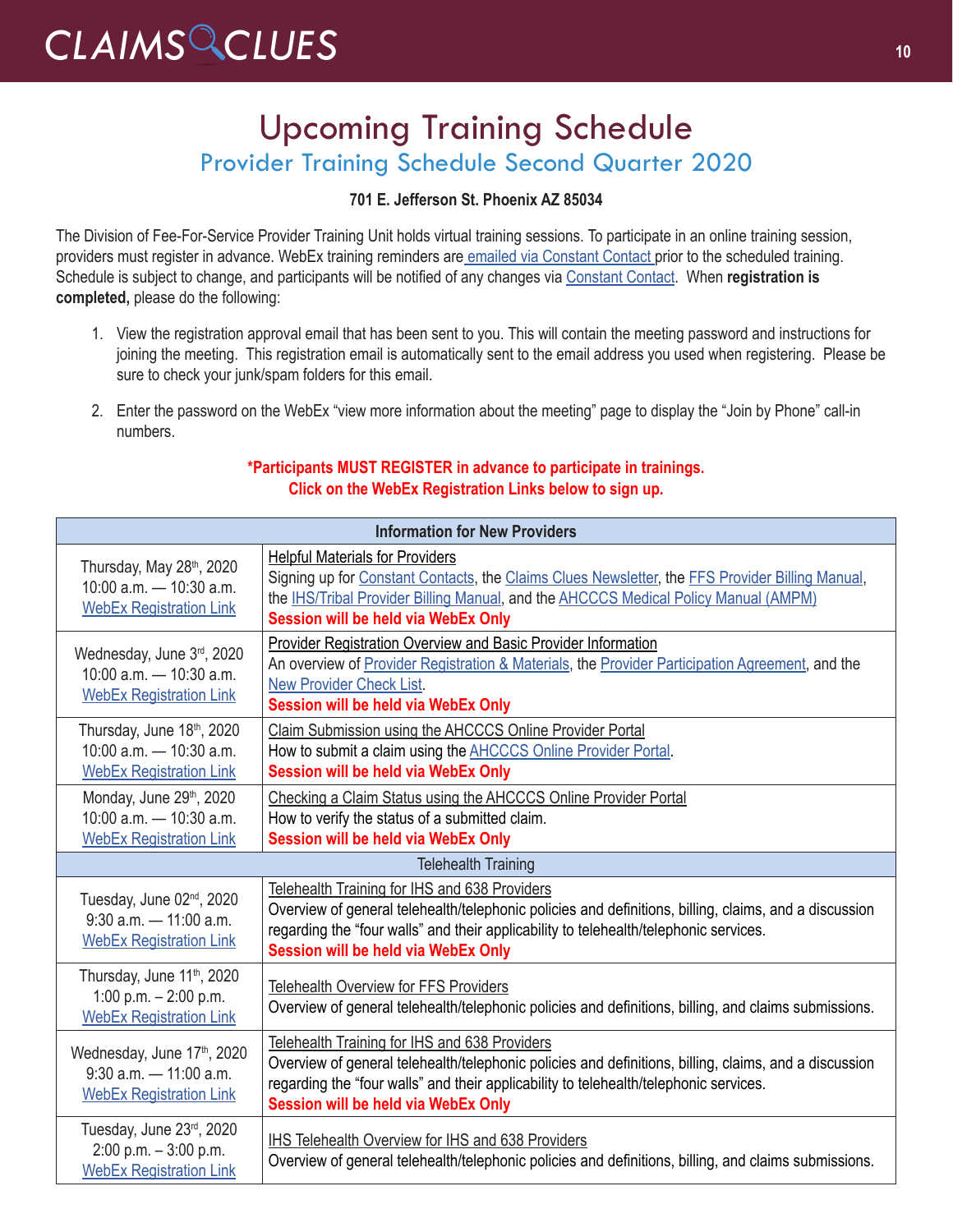# Upcoming Training Schedule

## Provider Training Schedule Second Quarter 2020

**701 E. Jefferson St. Phoenix AZ 85034**

The Division of Fee-For-Service Provider Training Unit holds virtual training sessions. To participate in an online training session, providers must register in advance. WebEx training reminders are emailed via Constant Contact prior to the scheduled training. Schedule is subject to change, and participants will be notified of any changes via Constant Contact. When **registration is completed,** please do the following:

1. View the registration approval email that has been sent to you. This will contain the meeting password and instructions for joining the meeting. This registration email is automatically sent to the email address you used when registering. Please be sure to check your junk/spam folders for this email.

2. Enter the password on the WebEx "view more information about the meeting" page to display the "Join by Phone" call-in numbers.

**\*Participants MUST REGISTER in advance to participate in trainings.**
**Click on the WebEx Registration Links below to sign up.**

| Information for New Providers | |
|---|---|
| Thursday, May 28th, 2020<br>10:00 a.m. — 10:30 a.m.<br>WebEx Registration Link | Helpful Materials for Providers<br>Signing up for Constant Contacts, the Claims Clues Newsletter, the FFS Provider Billing Manual, the IHS/Tribal Provider Billing Manual, and the AHCCCS Medical Policy Manual (AMPM)<br>**Session will be held via WebEx Only** |
| Wednesday, June 3rd, 2020<br>10:00 a.m. — 10:30 a.m.<br>WebEx Registration Link | Provider Registration Overview and Basic Provider Information<br>An overview of Provider Registration & Materials, the Provider Participation Agreement, and the New Provider Check List.<br>**Session will be held via WebEx Only** |
| Thursday, June 18th, 2020<br>10:00 a.m. — 10:30 a.m.<br>WebEx Registration Link | Claim Submission using the AHCCCS Online Provider Portal<br>How to submit a claim using the AHCCCS Online Provider Portal.<br>**Session will be held via WebEx Only** |
| Monday, June 29th, 2020<br>10:00 a.m. — 10:30 a.m.<br>WebEx Registration Link | Checking a Claim Status using the AHCCCS Online Provider Portal<br>How to verify the status of a submitted claim.<br>**Session will be held via WebEx Only** |
| **Telehealth Training** | |
| Tuesday, June 02nd, 2020<br>9:30 a.m. — 11:00 a.m.<br>WebEx Registration Link | Telehealth Training for IHS and 638 Providers<br>Overview of general telehealth/telephonic policies and definitions, billing, claims, and a discussion regarding the "four walls" and their applicability to telehealth/telephonic services.<br>**Session will be held via WebEx Only** |
| Thursday, June 11th, 2020<br>1:00 p.m. – 2:00 p.m.<br>WebEx Registration Link | Telehealth Overview for FFS Providers<br>Overview of general telehealth/telephonic policies and definitions, billing, and claims submissions. |
| Wednesday, June 17th, 2020<br>9:30 a.m. — 11:00 a.m.<br>WebEx Registration Link | Telehealth Training for IHS and 638 Providers<br>Overview of general telehealth/telephonic policies and definitions, billing, claims, and a discussion regarding the "four walls" and their applicability to telehealth/telephonic services.<br>**Session will be held via WebEx Only** |
| Tuesday, June 23rd, 2020<br>2:00 p.m. – 3:00 p.m.<br>WebEx Registration Link | IHS Telehealth Overview for IHS and 638 Providers<br>Overview of general telehealth/telephonic policies and definitions, billing, and claims submissions. |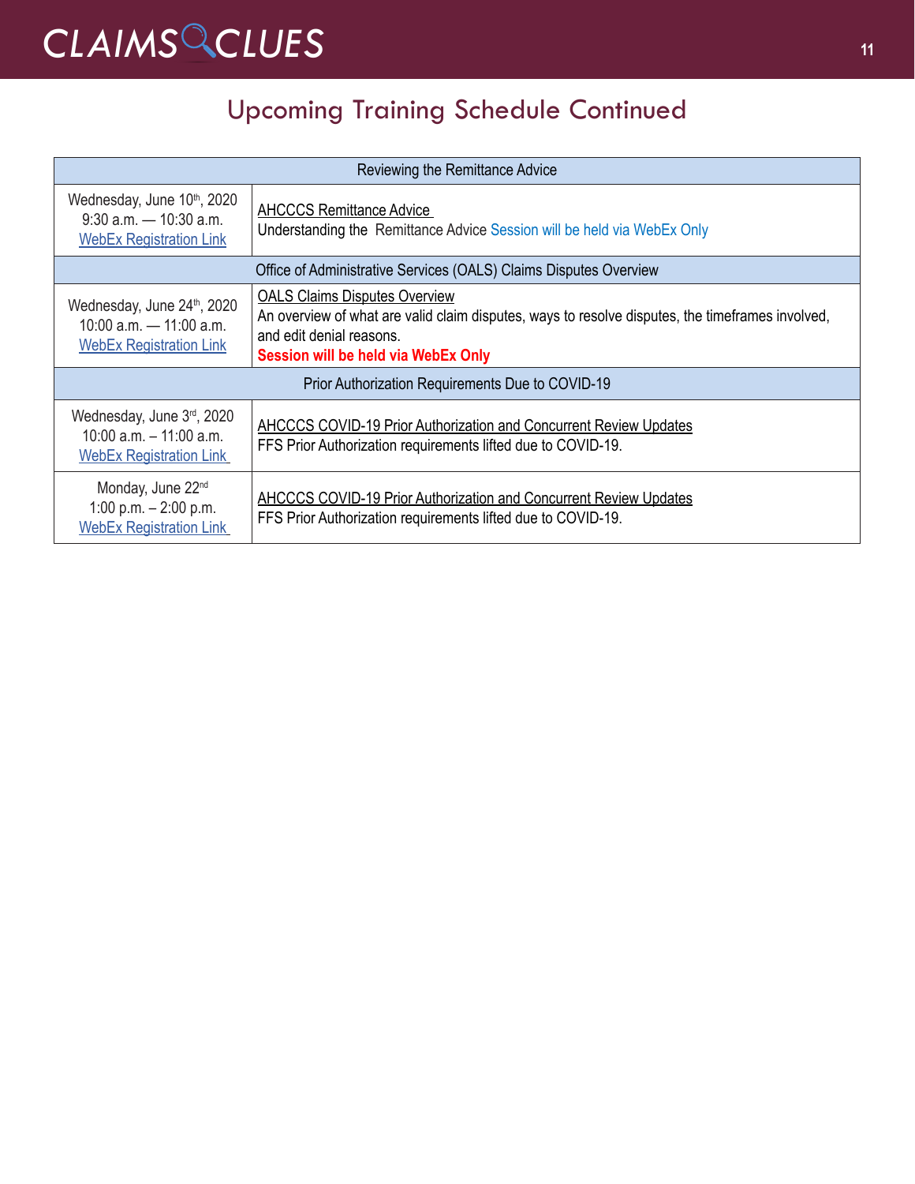## Upcoming Training Schedule Continued

| | |
|---|---|
| **Reviewing the Remittance Advice** | |
| Wednesday, June 10th, 2020<br>9:30 a.m. — 10:30 a.m.<br>WebEx Registration Link | AHCCCS Remittance Advice<br>Understanding the Remittance Advice Session will be held via WebEx Only |
| **Office of Administrative Services (OALS) Claims Disputes Overview** | |
| Wednesday, June 24th, 2020<br>10:00 a.m. — 11:00 a.m.<br>WebEx Registration Link | OALS Claims Disputes Overview<br>An overview of what are valid claim disputes, ways to resolve disputes, the timeframes involved, and edit denial reasons.<br>**Session will be held via WebEx Only** |
| **Prior Authorization Requirements Due to COVID-19** | |
| Wednesday, June 3rd, 2020<br>10:00 a.m. – 11:00 a.m.<br>WebEx Registration Link | AHCCCS COVID-19 Prior Authorization and Concurrent Review Updates<br>FFS Prior Authorization requirements lifted due to COVID-19. |
| Monday, June 22nd<br>1:00 p.m. – 2:00 p.m.<br>WebEx Registration Link | AHCCCS COVID-19 Prior Authorization and Concurrent Review Updates<br>FFS Prior Authorization requirements lifted due to COVID-19. |